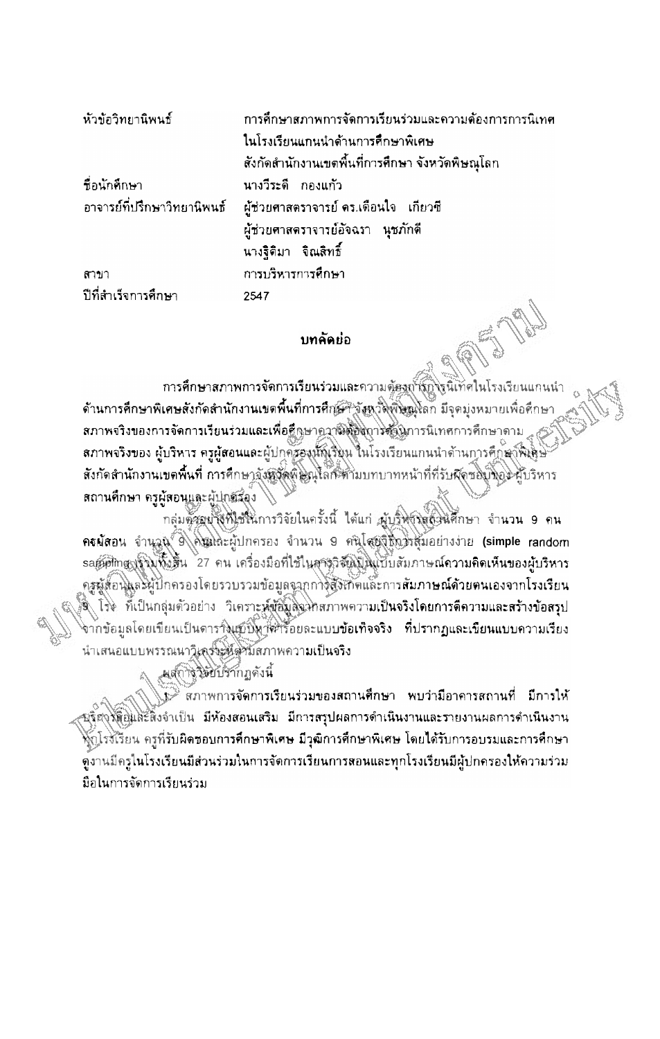| หัวข้อวิทยานิพนธ์ | การศึกษาสภาพการจัดการเรียนร่วมและความต้องการการนิเทศ ในโรงเรียนแกนนำด้านการศึกษาพิเศษ สังกัดสำนักงานเขตพื้นที่การศึกษา จังหวัดพิษณุโลก |
| --- | --- |
| ชื่อนักศึกษา | นางวีระดี กองแก้ว |
| อาจารย์ที่ปรึกษาวิทยานิพนธ์ | ผู้ช่วยศาสตราจารย์ ดร.เดือนใจ เกียวซี<br>ผู้ช่วยศาสตราจารย์อัจฉรา นุชภักดี<br>นางฐิติมา จิณสิทธิ์ |
| สาขา | การบริหารการศึกษา |
| ปีที่สำเร็จการศึกษา | 2547 |

## บทคัดย่อ

การศึกษาสภาพการจัดการเรียนร่วมและความต้องการการนิเทศในโรงเรียนแกนนำด้านการศึกษาพิเศษสังกัดสำนักงานเขตพื้นที่การศึกษา จังหวัดพิษณุโลก มีจุดมุ่งหมายเพื่อศึกษาสภาพจริงของการจัดการเรียนร่วมและเพื่อศึกษาความต้องการด้านการนิเทศการศึกษาตามสภาพจริงของ ผู้บริหาร ครูผู้สอนและผู้ปกครองนักเรียน ในโรงเรียนแกนนำด้านการศึกษาพิเศษ สังกัดสำนักงานเขตพื้นที่ การศึกษาจังหวัดพิษณุโลก ตามบทบาทหน้าที่ที่รับผิดชอบของผู้บริหารสถานศึกษา ครูผู้สอนและผู้ปกครอง

กลุ่มตัวอย่างที่ใช้ในการวิจัยในครั้งนี้ ได้แก่ ผู้บริหารสถานศึกษา จำนวน 9 คน ครูผู้สอน จำนวน 9 คนและผู้ปกครอง จำนวน 9 คนโดยวิธีการสุ่มอย่างง่าย (simple random sampling) รวมทั้งสิ้น 27 คน เครื่องมือที่ใช้ในการวิจัยเป็นแบบสัมภาษณ์ความคิดเห็นของผู้บริหาร ครูผู้สอนและผู้ปกครองโดยรวบรวมข้อมูลจากการสังเกตและการสัมภาษณ์ด้วยตนเองจากโรงเรียน 9 โรง ที่เป็นกลุ่มตัวอย่าง วิเคราะห์ข้อมูลจากสภาพความเป็นจริงโดยการตีความและสร้างข้อสรุปจากข้อมูลโดยเขียนเป็นตารางแบบบันทึกร้อยละและแบบข้อเท็จจริง ที่ปรากฏและเขียนแบบความเรียง นำเสนอแบบพรรณนาวิเคราะห์ตามสภาพความเป็นจริง

ผลการวิจัยปรากฏดังนี้

1. สภาพการจัดการเรียนร่วมของสถานศึกษา พบว่ามีอาคารสถานที่ มีการให้บริการสื่อและสิ่งจำเป็น มีห้องสอนเสริม มีการสรุปผลการดำเนินงานและรายงานผลการดำเนินงานทุกโรงเรียน ครูที่รับผิดชอบการศึกษาพิเศษ มีวุฒิการศึกษาพิเศษ โดยได้รับการอบรมและการศึกษาดูงานมีครูในโรงเรียนมีส่วนร่วมในการจัดการเรียนการสอนและทุกโรงเรียนมีผู้ปกครองให้ความร่วมมือในการจัดการเรียนร่วม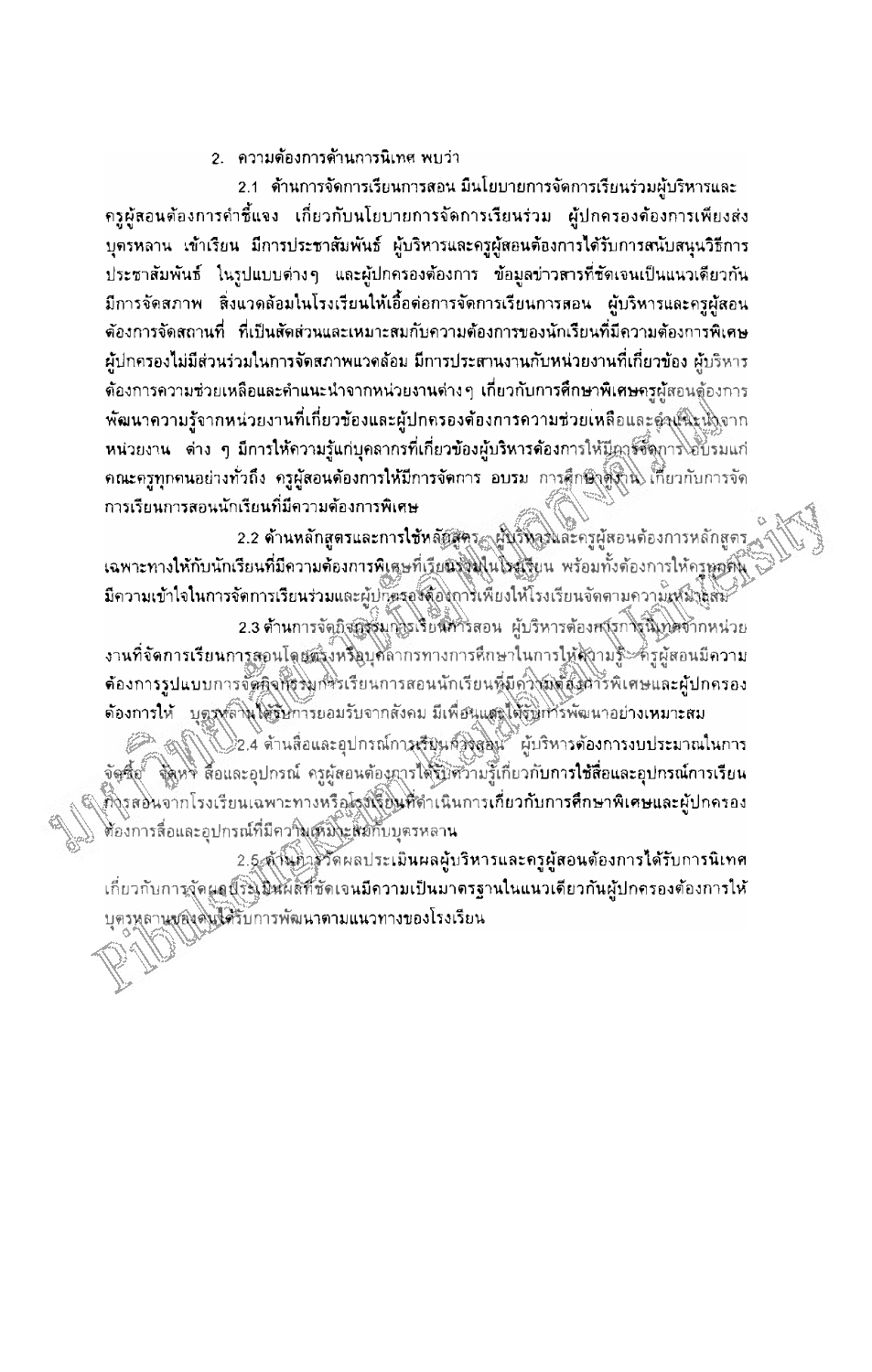2. ความต้องการด้านการนิเทศ พบว่า

2.1 ด้านการจัดการเรียนการสอน มีนโยบายการจัดการเรียนร่วมผู้บริหารและครูผู้สอนต้องการคำชี้แจง เกี่ยวกับนโยบายการจัดการเรียนร่วม ผู้ปกครองต้องการเพียงส่งบุตรหลาน เข้าเรียน มีการประชาสัมพันธ์ ผู้บริหารและครูผู้สอนต้องการได้รับการสนับสนุนวิธีการประชาสัมพันธ์ ในรูปแบบต่างๆ และผู้ปกครองต้องการ ข้อมูลข่าวสารที่ชัดเจนเป็นแนวเดียวกัน มีการจัดสภาพ สิ่งแวดล้อมในโรงเรียนให้เอื้อต่อการจัดการเรียนการสอน ผู้บริหารและครูผู้สอนต้องการจัดสถานที่ ที่เป็นสัดส่วนและเหมาะสมกับความต้องการของนักเรียนที่มีความต้องการพิเศษ ผู้ปกครองไม่มีส่วนร่วมในการจัดสภาพแวดล้อม มีการประสานงานกับหน่วยงานที่เกี่ยวข้อง ผู้บริหารต้องการความช่วยเหลือและคำแนะนำจากหน่วยงานต่างๆ เกี่ยวกับการศึกษาพิเศษครูผู้สอนต้องการพัฒนาความรู้จากหน่วยงานที่เกี่ยวข้องและผู้ปกครองต้องการความช่วยเหลือและคำแนะนำจากหน่วยงาน ต่าง ๆ มีการให้ความรู้แก่บุคลากรที่เกี่ยวข้องผู้บริหารต้องการให้มีการจัดการ อบรมแก่คณะครูทุกคนอย่างทั่วถึง ครูผู้สอนต้องการให้มีการจัดการ อบรม การศึกษาดูงาน เกี่ยวกับการจัดการเรียนการสอนนักเรียนที่มีความต้องการพิเศษ

2.2 ด้านหลักสูตรและการใช้หลักสูตร ผู้บริหารและครูผู้สอนต้องการหลักสูตรเฉพาะทางให้กับนักเรียนที่มีความต้องการพิเศษที่เรียนร่วมในโรงเรียน พร้อมทั้งต้องการให้ครูทุกคนมีความเข้าใจในการจัดการเรียนร่วมและผู้ปกครองต้องการเพียงให้โรงเรียนจัดตามความเหมาะสม

2.3 ด้านการจัดกิจกรรมการเรียนการสอน ผู้บริหารต้องการการนิเทศจากหน่วยงานที่จัดการเรียนการสอนโดยตรงหรือบุคลากรทางการศึกษาในการให้ความรู้ ครูผู้สอนมีความต้องการรูปแบบการจัดกิจกรรมการเรียนการสอนนักเรียนที่มีความต้องการพิเศษและผู้ปกครองต้องการให้ บุตรหลานได้รับการยอมรับจากสังคม มีเพื่อนและได้รับการพัฒนาอย่างเหมาะสม

2.4 ด้านสื่อและอุปกรณ์การเรียนการสอน ผู้บริหารต้องการงบประมาณในการจัดซื้อ จัดหา สื่อและอุปกรณ์ ครูผู้สอนต้องการได้รับความรู้เกี่ยวกับการใช้สื่อและอุปกรณ์การเรียนการสอนจากโรงเรียนเฉพาะทางหรือโรงเรียนที่ดำเนินการเกี่ยวกับการศึกษาพิเศษและผู้ปกครองต้องการสื่อและอุปกรณ์ที่มีความเหมาะสมกับบุตรหลาน

2.5 ด้านการวัดผลประเมินผลผู้บริหารและครูผู้สอนต้องการได้รับการนิเทศเกี่ยวกับการจัดผลประเมินผลที่ชัดเจนมีความเป็นมาตรฐานในแนวเดียวกันผู้ปกครองต้องการให้บุตรหลานของตนได้รับการพัฒนาตามแนวทางของโรงเรียน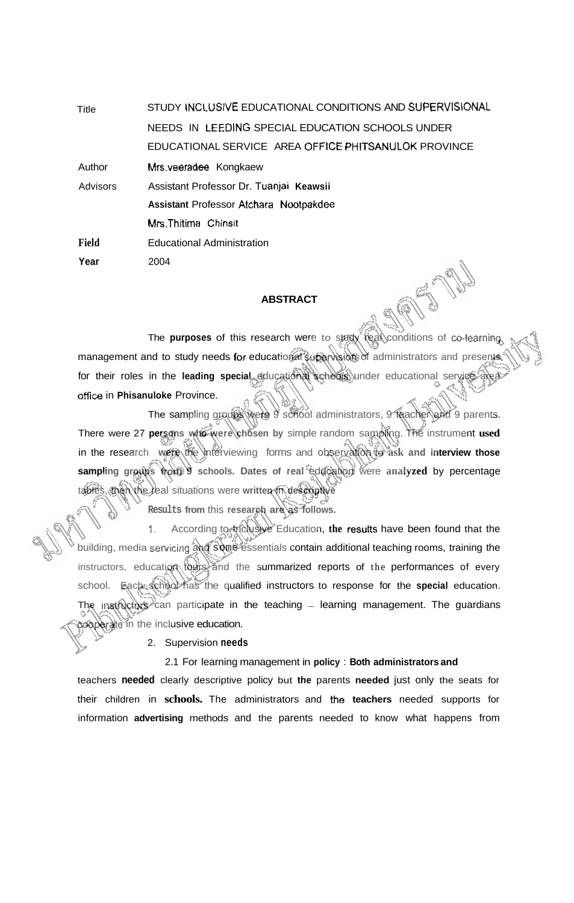| | |
|---|---|
| Title | STUDY INCLUSIVE EDUCATIONAL CONDITIONS AND SUPERVISIONAL NEEDS IN LEEDING SPECIAL EDUCATION SCHOOLS UNDER EDUCATIONAL SERVICE AREA OFFICE PHITSANULOK PROVINCE |
| Author | Mrs.veeradee Kongkaew |
| Advisors | Assistant Professor Dr. Tuanjai Keawsii |
| | Assistant Professor Atchara Nootpakdee |
| | Mrs.Thitima Chinsit |
| **Field** | Educational Administration |
| **Year** | 2004 |

## ABSTRACT

The **purposes** of this research were to study real conditions of co-learning management and to study needs for educational supervision of administrators and presents for their roles in the **leading special** educational schools under educational service area office in **Phisanuloke** Province.

The sampling groups were 9 school administrators, 9 teacher and 9 parents. There were 27 **persons who were chosen by** simple random sampling. The instrument **used** in the research were the interviewing forms and observation to **ask and interview those sampling groups from 9 schools. Dates of real** education were **analyzed** by percentage tables, then the real situations were **written in descriptive**

**Results from** this **research are as follows.**

1. According to inclusive Education, **the results** have been found that the building, media servicing and **some** essentials contain additional teaching rooms, training the instructors, education tours and the summarized reports of the performances of every school. Each school has the qualified instructors to response for the **special** education. **The** instructors can participate in the teaching – learning management. The guardians cooperate in the inclusive education.

2. Supervision **needs**

2.1 For learning management in **policy** : **Both administrators and** teachers **needed** clearly descriptive policy but **the** parents **needed** just only the seats for their children in **schools.** The administrators and the **teachers** needed supports for information **advertising** methods and the parents needed to know what happens from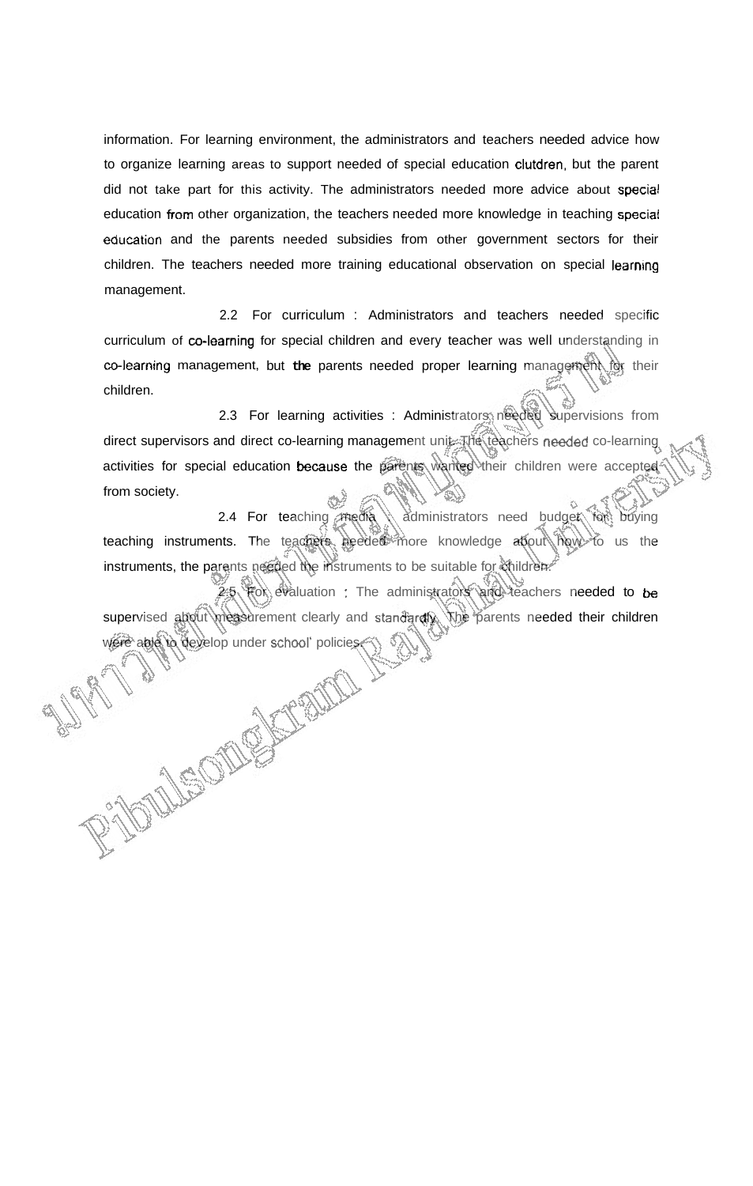information. For learning environment, the administrators and teachers needed advice how to organize learning areas to support needed of special education clutdren, but the parent did not take part for this activity. The administrators needed more advice about special education from other organization, the teachers needed more knowledge in teaching special education and the parents needed subsidies from other government sectors for their children. The teachers needed more training educational observation on special learning management.

2.2 For curriculum : Administrators and teachers needed specific curriculum of co-learning for special children and every teacher was well understanding in co-learning management, but the parents needed proper learning management for their children.

2.3 For learning activities : Administrators needed supervisions from direct supervisors and direct co-learning management unit. The teachers needed co-learning activities for special education because the parents wanted their children were accepted from society.

2.4 For teaching media : administrators need budget for buying teaching instruments. The teachers needed more knowledge about how to us the instruments, the parents needed the instruments to be suitable for children.

2.5 For evaluation : The administrators and teachers needed to be supervised about measurement clearly and standardly. The parents needed their children were able to develop under school' policies.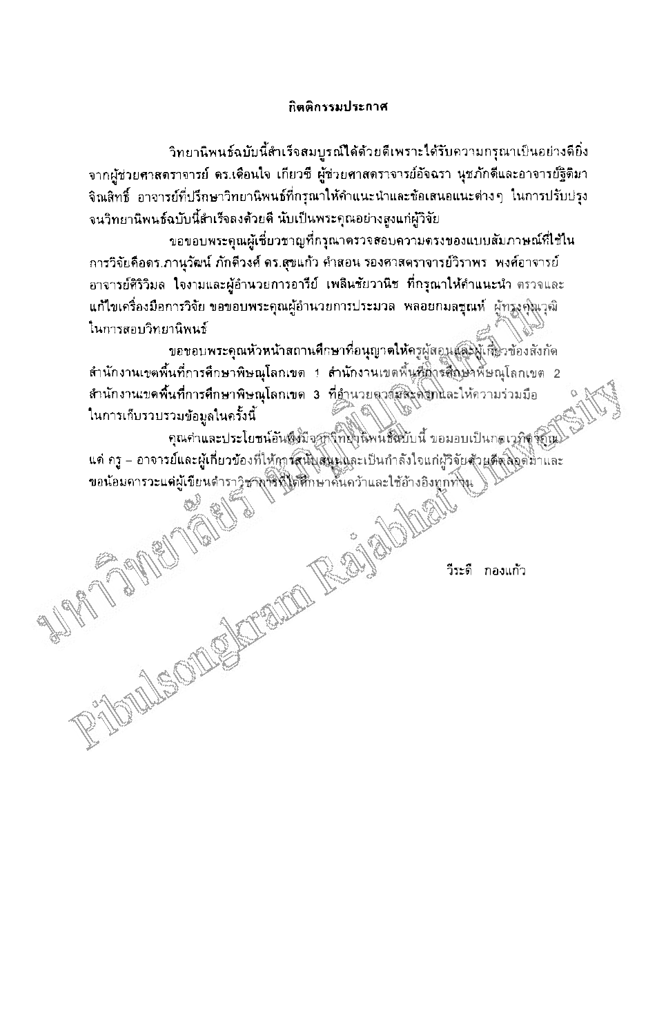# กิตติกรรมประกาศ

วิทยานิพนธ์ฉบับนี้สำเร็จสมบูรณ์ได้ด้วยดีเพราะได้รับความกรุณาเป็นอย่างดียิ่ง จากผู้ช่วยศาสตราจารย์ ดร.เดือนใจ เกียวซี ผู้ช่วยศาสตราจารย์อัจฉรา นุชภักดีและอาจารย์ฐิติมา จินสิทธิ์ อาจารย์ที่ปรึกษาวิทยานิพนธ์ที่กรุณาให้คำแนะนำและข้อเสนอแนะต่างๆ ในการปรับปรุง จนวิทยานิพนธ์ฉบับนี้สำเร็จลงด้วยดี นับเป็นพระคุณอย่างสูงแก่ผู้วิจัย

ขอขอบพระคุณผู้เชี่ยวชาญที่กรุณาตรวจสอบความตรงของแบบสัมภาษณ์ที่ใช้ใน การวิจัยคือดร.ภานุวัฒน์ ภักดีวงศ์ ดร.สุขแก้ว คำสอน รองศาสตราจารย์วิราพร พงศ์อาจารย์ อาจารย์ศิริวิมล ใจงามและผู้อำนวยการอารีย์ เพลินชัยวานิช ที่กรุณาให้คำแนะนำ ตรวจและ แก้ไขเครื่องมือการวิจัย ขอขอบพระคุณผู้อำนวยการประมวล พลอยกมลชุณห์ ผู้ทรงคุณวุฒิ ในการสอบวิทยานิพนธ์

ขอขอบพระคุณหัวหน้าสถานศึกษาที่อนุญาตให้ครูผู้สอนและผู้เกี่ยวข้องสังกัด สำนักงานเขตพื้นที่การศึกษาพิษณุโลกเขต 1 สำนักงานเขตพื้นที่การศึกษาพิษณุโลกเขต 2 สำนักงานเขตพื้นที่การศึกษาพิษณุโลกเขต 3 ที่อำนวยความสะดวกและให้ความร่วมมือ ในการเก็บรวบรวมข้อมูลในครั้งนี้

คุณค่าและประโยชน์อันพึงมีจากวิทยานิพนธ์ฉบับนี้ ขอมอบเป็นกตเวทิตาคุณ แด่ ครู – อาจารย์และผู้เกี่ยวข้องที่ให้การสนับสนุนและเป็นกำลังใจแก่ผู้วิจัยด้วยดีตลอดมาและ ขอน้อมคารวะแด่ผู้เขียนตำราวิชาการที่ได้ศึกษาค้นคว้าและใช้อ้างอิงทุกท่าน

วีระดี กองแก้ว